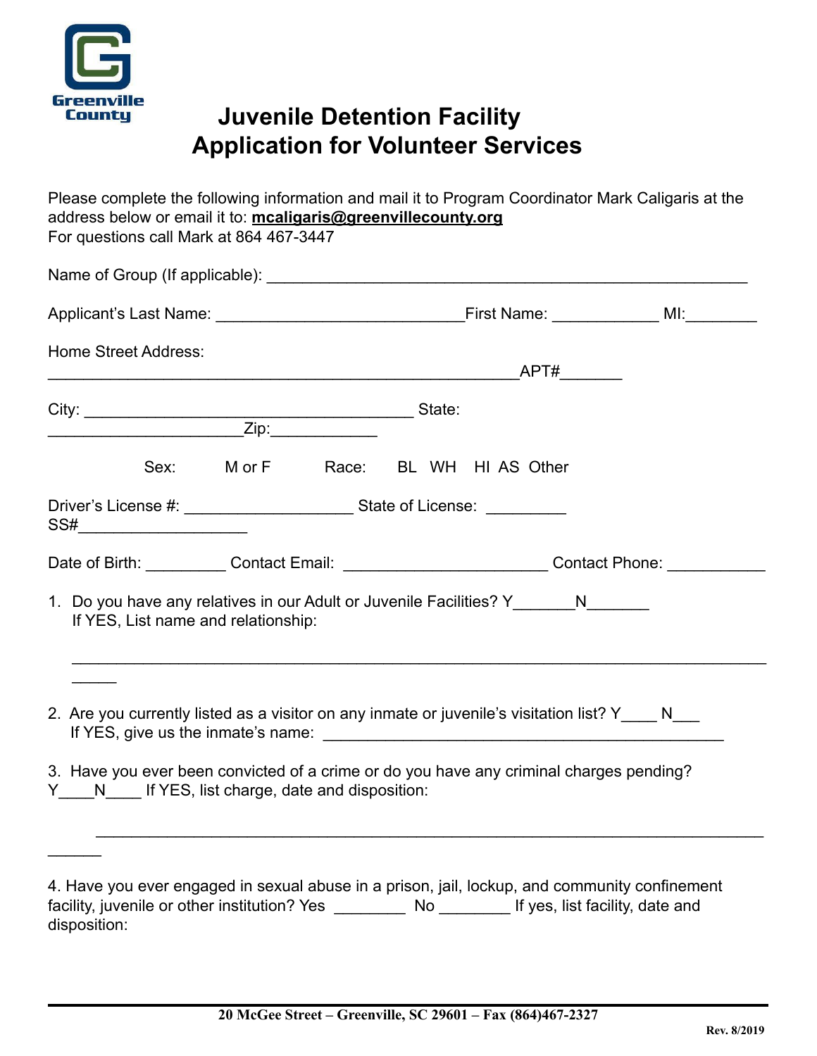Greenville County

# Juvenile Detention Facility
# Application for Volunteer Services

Please complete the following information and mail it to Program Coordinator Mark Caligaris at the address below or email it to: **mcaligaris@greenvillecounty.org**
For questions call Mark at 864 467-3447

Name of Group (If applicable): _______________________________________________________

Applicant's Last Name: ____________________________First Name: ____________ MI:________

Home Street Address:
______________________________________________________APT#_______

City: _____________________________________ State: ______________________Zip:____________

Sex: M or F Race: BL WH HI AS Other

Driver's License #: ___________________ State of License: _________
SS#___________________

Date of Birth: _________ Contact Email: _______________________ Contact Phone: ___________

1. Do you have any relatives in our Adult or Juvenile Facilities? Y_______N_______
   If YES, List name and relationship:
   ______________________________________________________________________________

2. Are you currently listed as a visitor on any inmate or juvenile's visitation list? Y____ N___
   If YES, give us the inmate's name: _______________________________________________

3. Have you ever been convicted of a crime or do you have any criminal charges pending?
Y____N____ If YES, list charge, date and disposition:
______________________________________________________________________________

4. Have you ever engaged in sexual abuse in a prison, jail, lockup, and community confinement facility, juvenile or other institution? Yes ________ No ________ If yes, list facility, date and disposition:

20 McGee Street – Greenville, SC 29601 – Fax (864)467-2327

Rev. 8/2019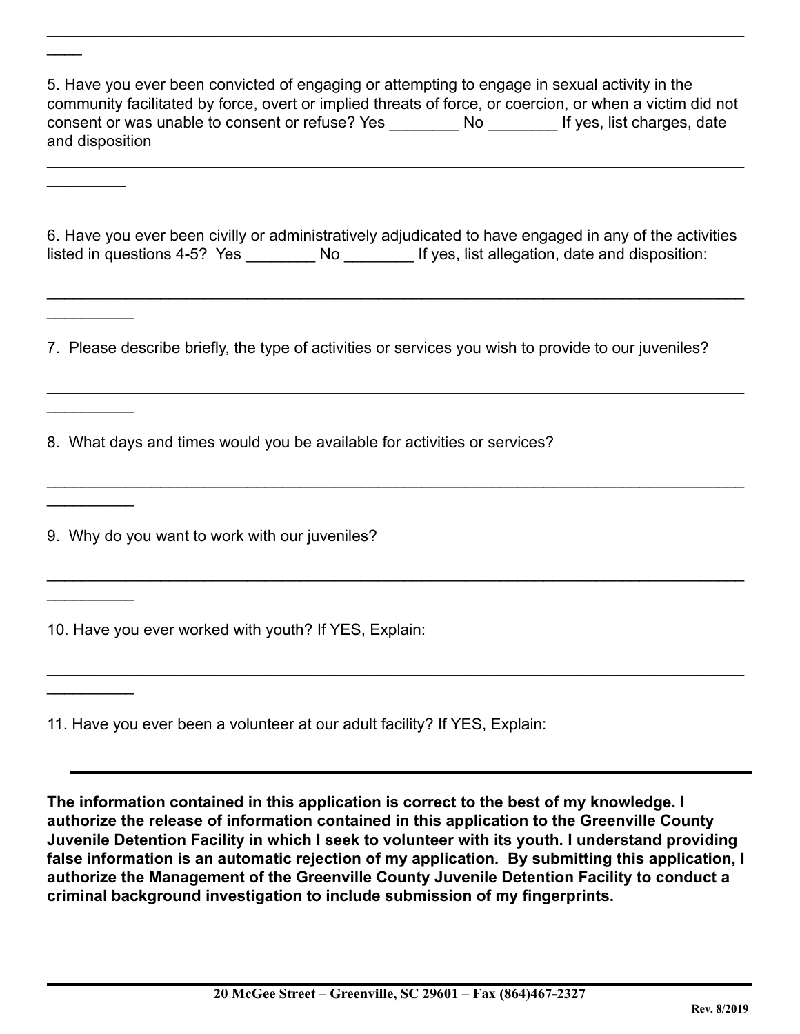_______________________________________________________________________________
____

5. Have you ever been convicted of engaging or attempting to engage in sexual activity in the community facilitated by force, overt or implied threats of force, or coercion, or when a victim did not consent or was unable to consent or refuse? Yes ________ No ________ If yes, list charges, date and disposition

_______________________________________________________________________________
_________

6. Have you ever been civilly or administratively adjudicated to have engaged in any of the activities listed in questions 4-5? Yes ________ No ________ If yes, list allegation, date and disposition:

_______________________________________________________________________________
__________

7. Please describe briefly, the type of activities or services you wish to provide to our juveniles?

_______________________________________________________________________________
__________

8. What days and times would you be available for activities or services?

_______________________________________________________________________________
__________

9. Why do you want to work with our juveniles?

_______________________________________________________________________________
__________

10. Have you ever worked with youth? If YES, Explain:

_______________________________________________________________________________
__________

11. Have you ever been a volunteer at our adult facility? If YES, Explain:

_______________________________________________________________________________

**The information contained in this application is correct to the best of my knowledge. I authorize the release of information contained in this application to the Greenville County Juvenile Detention Facility in which I seek to volunteer with its youth. I understand providing false information is an automatic rejection of my application. By submitting this application, I authorize the Management of the Greenville County Juvenile Detention Facility to conduct a criminal background investigation to include submission of my fingerprints.**

**20 McGee Street – Greenville, SC 29601 – Fax (864)467-2327**

**Rev. 8/2019**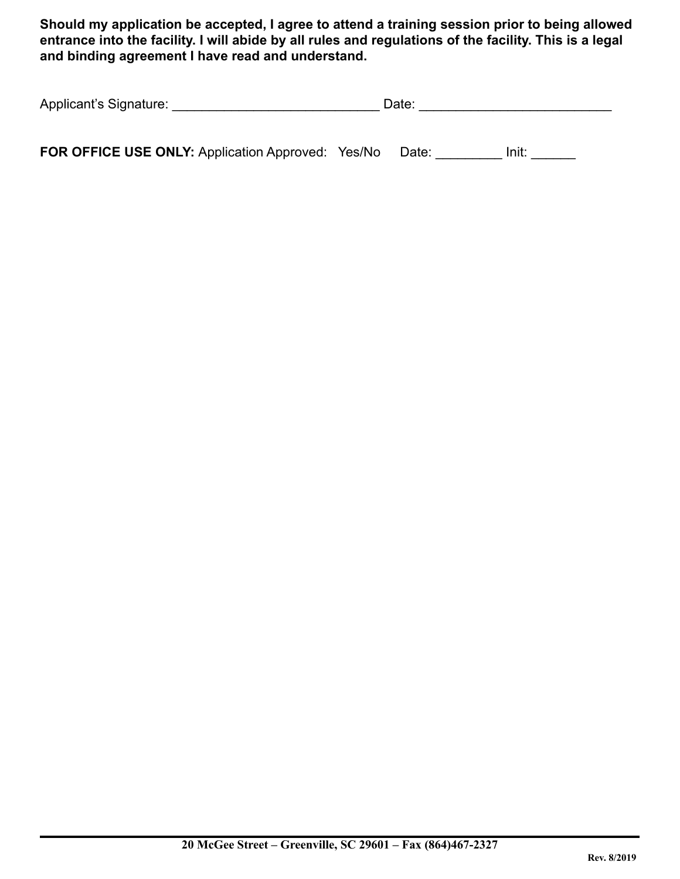**Should my application be accepted, I agree to attend a training session prior to being allowed entrance into the facility. I will abide by all rules and regulations of the facility. This is a legal and binding agreement I have read and understand.**

Applicant's Signature: ____________________________ Date: __________________________

**FOR OFFICE USE ONLY:** Application Approved: Yes/No Date: _________ Init: ______

20 McGee Street – Greenville, SC 29601 – Fax (864)467-2327

Rev. 8/2019